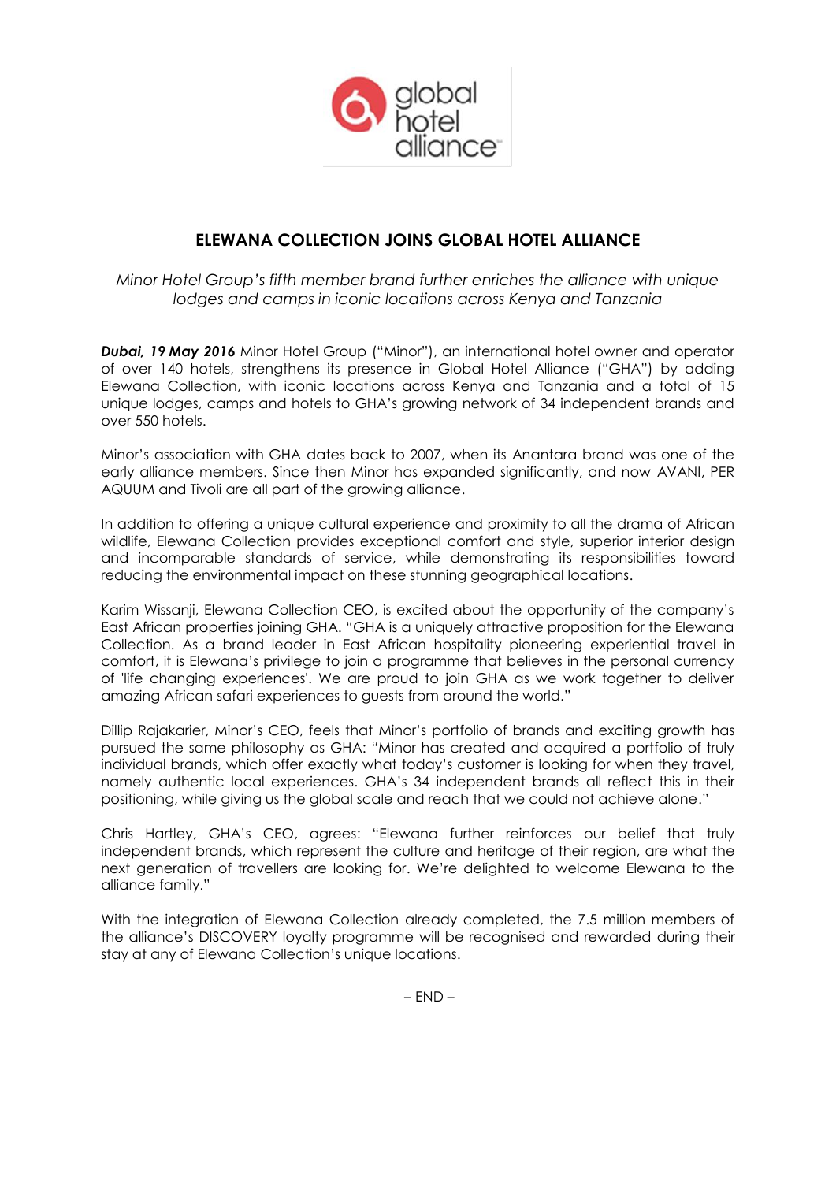# ELEWANA COLLECTION JOINS GLOBAL HOTEL ALLIANCE

*Minor Hotel Group's fifth member brand further enriches the alliance with unique lodges and camps in iconic locations across Kenya and Tanzania*

***Dubai, 19 May 2016*** Minor Hotel Group ("Minor"), an international hotel owner and operator of over 140 hotels, strengthens its presence in Global Hotel Alliance ("GHA") by adding Elewana Collection, with iconic locations across Kenya and Tanzania and a total of 15 unique lodges, camps and hotels to GHA's growing network of 34 independent brands and over 550 hotels.

Minor's association with GHA dates back to 2007, when its Anantara brand was one of the early alliance members. Since then Minor has expanded significantly, and now AVANI, PER AQUUM and Tivoli are all part of the growing alliance.

In addition to offering a unique cultural experience and proximity to all the drama of African wildlife, Elewana Collection provides exceptional comfort and style, superior interior design and incomparable standards of service, while demonstrating its responsibilities toward reducing the environmental impact on these stunning geographical locations.

Karim Wissanji, Elewana Collection CEO, is excited about the opportunity of the company's East African properties joining GHA. "GHA is a uniquely attractive proposition for the Elewana Collection. As a brand leader in East African hospitality pioneering experiential travel in comfort, it is Elewana's privilege to join a programme that believes in the personal currency of 'life changing experiences'. We are proud to join GHA as we work together to deliver amazing African safari experiences to guests from around the world."

Dillip Rajakarier, Minor's CEO, feels that Minor's portfolio of brands and exciting growth has pursued the same philosophy as GHA: "Minor has created and acquired a portfolio of truly individual brands, which offer exactly what today's customer is looking for when they travel, namely authentic local experiences. GHA's 34 independent brands all reflect this in their positioning, while giving us the global scale and reach that we could not achieve alone."

Chris Hartley, GHA's CEO, agrees: "Elewana further reinforces our belief that truly independent brands, which represent the culture and heritage of their region, are what the next generation of travellers are looking for. We're delighted to welcome Elewana to the alliance family."

With the integration of Elewana Collection already completed, the 7.5 million members of the alliance's DISCOVERY loyalty programme will be recognised and rewarded during their stay at any of Elewana Collection's unique locations.

– END –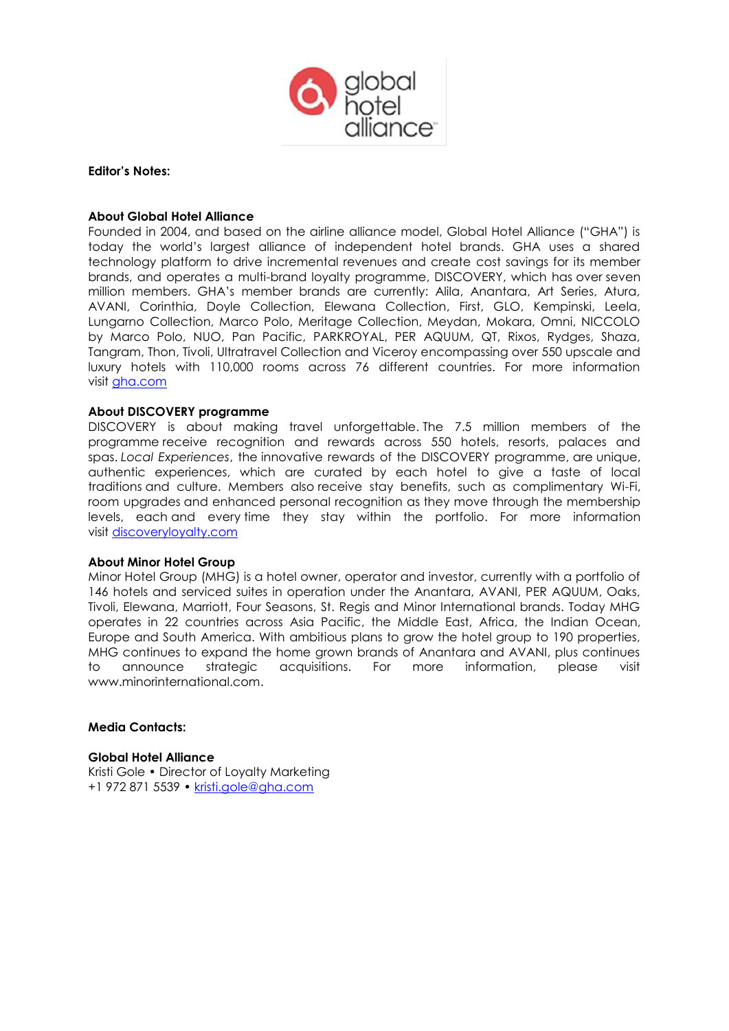**Editor's Notes:**

**About Global Hotel Alliance**
Founded in 2004, and based on the airline alliance model, Global Hotel Alliance ("GHA") is today the world's largest alliance of independent hotel brands. GHA uses a shared technology platform to drive incremental revenues and create cost savings for its member brands, and operates a multi-brand loyalty programme, DISCOVERY, which has over seven million members. GHA's member brands are currently: Alila, Anantara, Art Series, Atura, AVANI, Corinthia, Doyle Collection, Elewana Collection, First, GLO, Kempinski, Leela, Lungarno Collection, Marco Polo, Meritage Collection, Meydan, Mokara, Omni, NICCOLO by Marco Polo, NUO, Pan Pacific, PARKROYAL, PER AQUUM, QT, Rixos, Rydges, Shaza, Tangram, Thon, Tivoli, Ultratravel Collection and Viceroy encompassing over 550 upscale and luxury hotels with 110,000 rooms across 76 different countries. For more information visit [gha.com](gha.com)

**About DISCOVERY programme**
DISCOVERY is about making travel unforgettable. The 7.5 million members of the programme receive recognition and rewards across 550 hotels, resorts, palaces and spas. *Local Experiences*, the innovative rewards of the DISCOVERY programme, are unique, authentic experiences, which are curated by each hotel to give a taste of local traditions and culture. Members also receive stay benefits, such as complimentary Wi-Fi, room upgrades and enhanced personal recognition as they move through the membership levels, each and every time they stay within the portfolio. For more information visit [discoveryloyalty.com](discoveryloyalty.com)

**About Minor Hotel Group**
Minor Hotel Group (MHG) is a hotel owner, operator and investor, currently with a portfolio of 146 hotels and serviced suites in operation under the Anantara, AVANI, PER AQUUM, Oaks, Tivoli, Elewana, Marriott, Four Seasons, St. Regis and Minor International brands. Today MHG operates in 22 countries across Asia Pacific, the Middle East, Africa, the Indian Ocean, Europe and South America. With ambitious plans to grow the hotel group to 190 properties, MHG continues to expand the home grown brands of Anantara and AVANI, plus continues to announce strategic acquisitions. For more information, please visit www.minorinternational.com.

**Media Contacts:**

**Global Hotel Alliance**
Kristi Gole • Director of Loyalty Marketing
+1 972 871 5539 • [kristi.gole@gha.com](mailto:kristi.gole@gha.com)